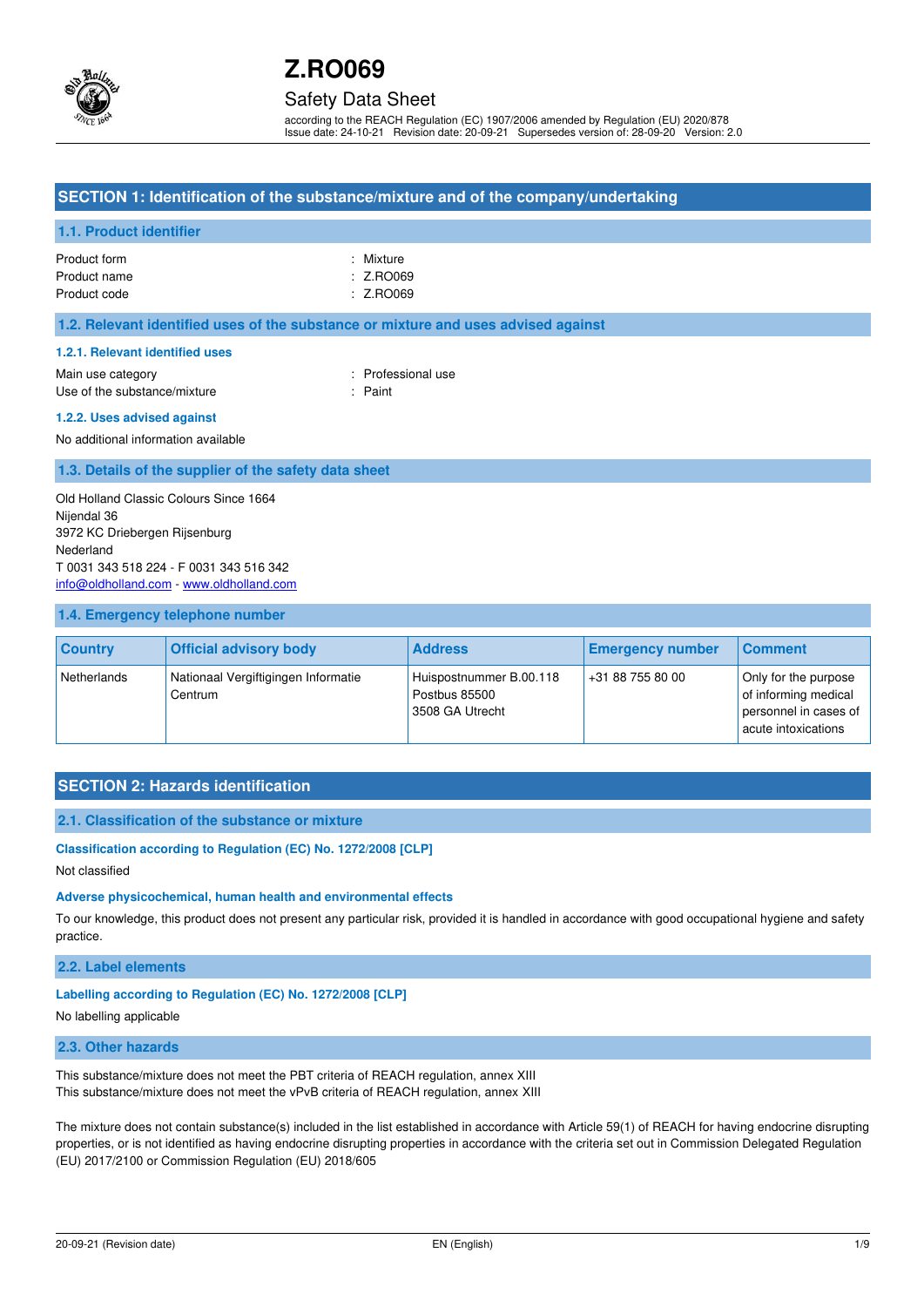# Z.RO069

## Safety Data Sheet

according to the REACH Regulation (EC) 1907/2006 amended by Regulation (EU) 2020/878
Issue date: 24-10-21 Revision date: 20-09-21 Supersedes version of: 28-09-20 Version: 2.0

## SECTION 1: Identification of the substance/mixture and of the company/undertaking

### 1.1. Product identifier

Product form : Mixture
Product name : Z.RO069
Product code : Z.RO069

### 1.2. Relevant identified uses of the substance or mixture and uses advised against

#### 1.2.1. Relevant identified uses

Main use category : Professional use
Use of the substance/mixture : Paint

#### 1.2.2. Uses advised against

No additional information available

### 1.3. Details of the supplier of the safety data sheet

Old Holland Classic Colours Since 1664
Nijendal 36
3972 KC Driebergen Rijsenburg
Nederland
T 0031 343 518 224 - F 0031 343 516 342
info@oldholland.com - www.oldholland.com

### 1.4. Emergency telephone number

| Country | Official advisory body | Address | Emergency number | Comment |
|---|---|---|---|---|
| Netherlands | Nationaal Vergiftigingen Informatie Centrum | Huispostnummer B.00.118 Postbus 85500 3508 GA Utrecht | +31 88 755 80 00 | Only for the purpose of informing medical personnel in cases of acute intoxications |

## SECTION 2: Hazards identification

### 2.1. Classification of the substance or mixture

#### Classification according to Regulation (EC) No. 1272/2008 [CLP]

Not classified

#### Adverse physicochemical, human health and environmental effects

To our knowledge, this product does not present any particular risk, provided it is handled in accordance with good occupational hygiene and safety practice.

### 2.2. Label elements

#### Labelling according to Regulation (EC) No. 1272/2008 [CLP]

No labelling applicable

### 2.3. Other hazards

This substance/mixture does not meet the PBT criteria of REACH regulation, annex XIII
This substance/mixture does not meet the vPvB criteria of REACH regulation, annex XIII

The mixture does not contain substance(s) included in the list established in accordance with Article 59(1) of REACH for having endocrine disrupting properties, or is not identified as having endocrine disrupting properties in accordance with the criteria set out in Commission Delegated Regulation (EU) 2017/2100 or Commission Regulation (EU) 2018/605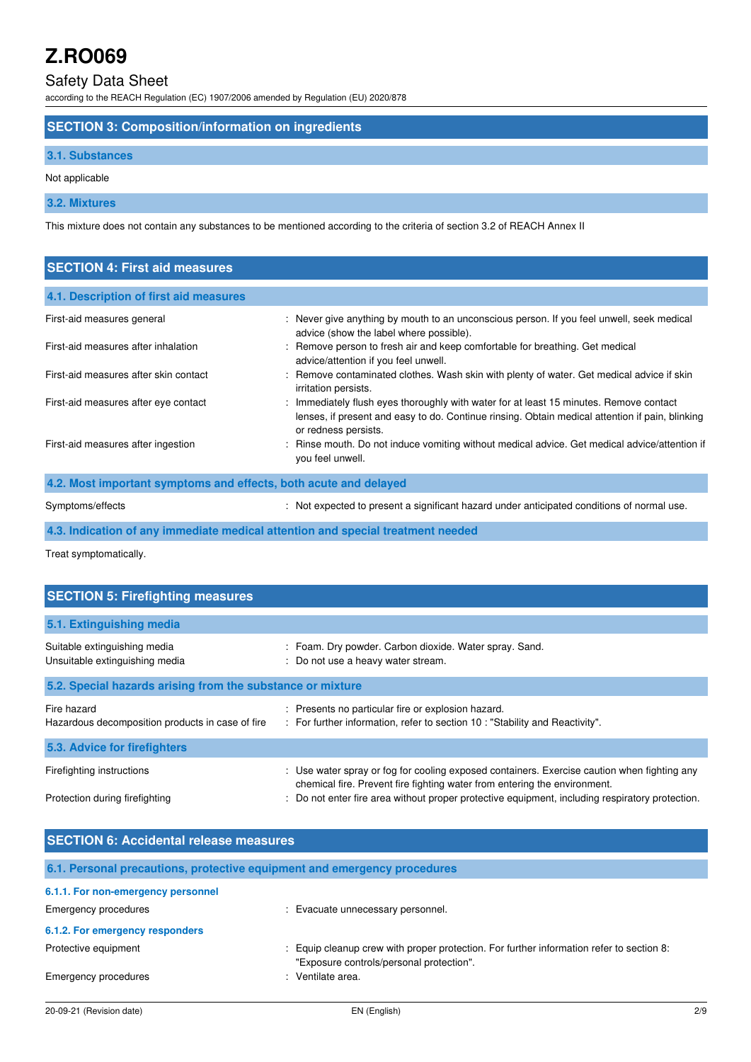## SECTION 3: Composition/information on ingredients

### 3.1. Substances

Not applicable

### 3.2. Mixtures

This mixture does not contain any substances to be mentioned according to the criteria of section 3.2 of REACH Annex II

## SECTION 4: First aid measures

### 4.1. Description of first aid measures

| | |
|---|---|
| First-aid measures general | : Never give anything by mouth to an unconscious person. If you feel unwell, seek medical advice (show the label where possible). |
| First-aid measures after inhalation | : Remove person to fresh air and keep comfortable for breathing. Get medical advice/attention if you feel unwell. |
| First-aid measures after skin contact | : Remove contaminated clothes. Wash skin with plenty of water. Get medical advice if skin irritation persists. |
| First-aid measures after eye contact | : Immediately flush eyes thoroughly with water for at least 15 minutes. Remove contact lenses, if present and easy to do. Continue rinsing. Obtain medical attention if pain, blinking or redness persists. |
| First-aid measures after ingestion | : Rinse mouth. Do not induce vomiting without medical advice. Get medical advice/attention if you feel unwell. |

### 4.2. Most important symptoms and effects, both acute and delayed

| | |
|---|---|
| Symptoms/effects | : Not expected to present a significant hazard under anticipated conditions of normal use. |

### 4.3. Indication of any immediate medical attention and special treatment needed

Treat symptomatically.

## SECTION 5: Firefighting measures

### 5.1. Extinguishing media

| | |
|---|---|
| Suitable extinguishing media | : Foam. Dry powder. Carbon dioxide. Water spray. Sand. |
| Unsuitable extinguishing media | : Do not use a heavy water stream. |

### 5.2. Special hazards arising from the substance or mixture

| | |
|---|---|
| Fire hazard | : Presents no particular fire or explosion hazard. |
| Hazardous decomposition products in case of fire | : For further information, refer to section 10 : "Stability and Reactivity". |

### 5.3. Advice for firefighters

| | |
|---|---|
| Firefighting instructions | : Use water spray or fog for cooling exposed containers. Exercise caution when fighting any chemical fire. Prevent fire fighting water from entering the environment. |
| Protection during firefighting | : Do not enter fire area without proper protective equipment, including respiratory protection. |

## SECTION 6: Accidental release measures

### 6.1. Personal precautions, protective equipment and emergency procedures

#### 6.1.1. For non-emergency personnel

| | |
|---|---|
| Emergency procedures | : Evacuate unnecessary personnel. |

#### 6.1.2. For emergency responders

| | |
|---|---|
| Protective equipment | : Equip cleanup crew with proper protection. For further information refer to section 8: "Exposure controls/personal protection". |
| Emergency procedures | : Ventilate area. |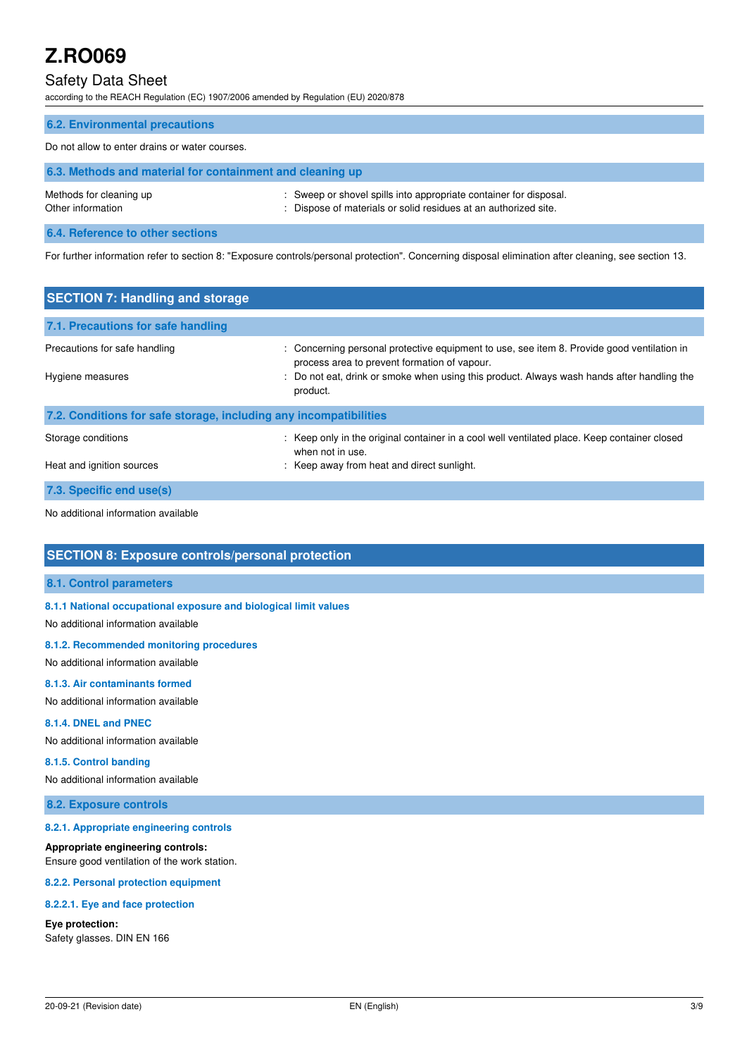### 6.2. Environmental precautions

Do not allow to enter drains or water courses.

### 6.3. Methods and material for containment and cleaning up

| | |
|---|---|
| Methods for cleaning up | : Sweep or shovel spills into appropriate container for disposal. |
| Other information | : Dispose of materials or solid residues at an authorized site. |

### 6.4. Reference to other sections

For further information refer to section 8: "Exposure controls/personal protection". Concerning disposal elimination after cleaning, see section 13.

## SECTION 7: Handling and storage

### 7.1. Precautions for safe handling

| | |
|---|---|
| Precautions for safe handling | : Concerning personal protective equipment to use, see item 8. Provide good ventilation in process area to prevent formation of vapour. |
| Hygiene measures | : Do not eat, drink or smoke when using this product. Always wash hands after handling the product. |

### 7.2. Conditions for safe storage, including any incompatibilities

| | |
|---|---|
| Storage conditions | : Keep only in the original container in a cool well ventilated place. Keep container closed when not in use. |
| Heat and ignition sources | : Keep away from heat and direct sunlight. |

### 7.3. Specific end use(s)

No additional information available

## SECTION 8: Exposure controls/personal protection

### 8.1. Control parameters

#### 8.1.1 National occupational exposure and biological limit values

No additional information available

#### 8.1.2. Recommended monitoring procedures

No additional information available

#### 8.1.3. Air contaminants formed

No additional information available

#### 8.1.4. DNEL and PNEC

No additional information available

#### 8.1.5. Control banding

No additional information available

### 8.2. Exposure controls

#### 8.2.1. Appropriate engineering controls

**Appropriate engineering controls:**
Ensure good ventilation of the work station.

#### 8.2.2. Personal protection equipment

#### 8.2.2.1. Eye and face protection

**Eye protection:**
Safety glasses. DIN EN 166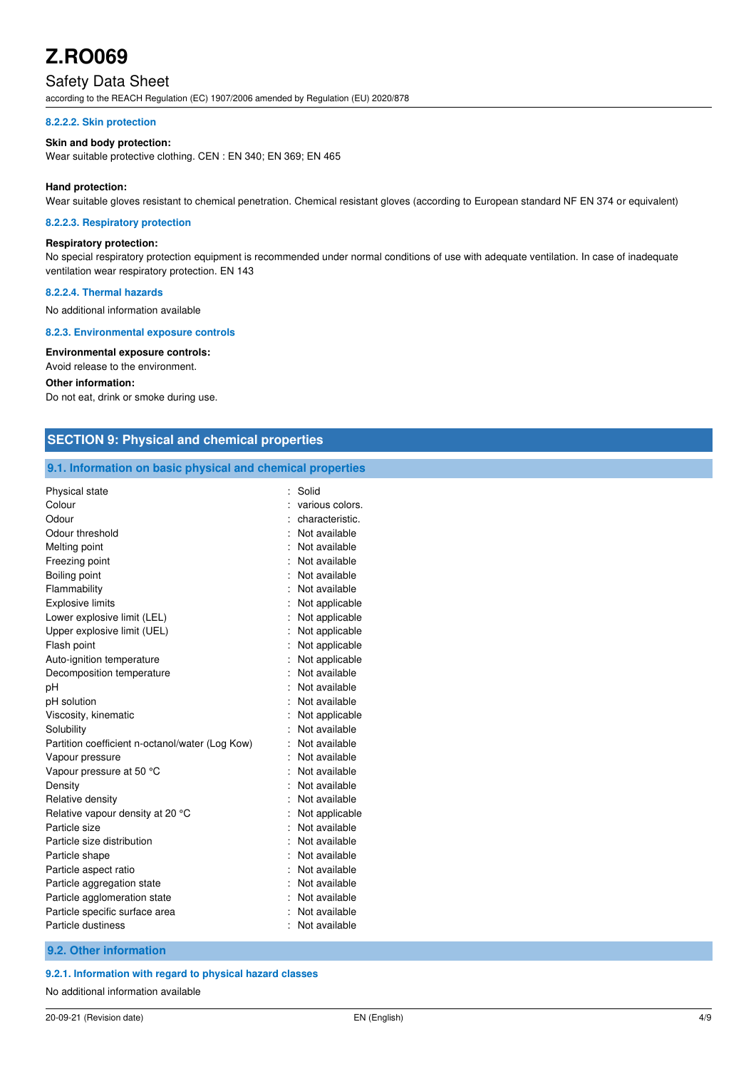#### 8.2.2.2. Skin protection

**Skin and body protection:**

Wear suitable protective clothing. CEN : EN 340; EN 369; EN 465

**Hand protection:**

Wear suitable gloves resistant to chemical penetration. Chemical resistant gloves (according to European standard NF EN 374 or equivalent)

#### 8.2.2.3. Respiratory protection

**Respiratory protection:**

No special respiratory protection equipment is recommended under normal conditions of use with adequate ventilation. In case of inadequate ventilation wear respiratory protection. EN 143

#### 8.2.2.4. Thermal hazards

No additional information available

#### 8.2.3. Environmental exposure controls

**Environmental exposure controls:**

Avoid release to the environment.

**Other information:**

Do not eat, drink or smoke during use.

## SECTION 9: Physical and chemical properties

### 9.1. Information on basic physical and chemical properties

| | |
|---|---|
| Physical state | : Solid |
| Colour | : various colors. |
| Odour | : characteristic. |
| Odour threshold | : Not available |
| Melting point | : Not available |
| Freezing point | : Not available |
| Boiling point | : Not available |
| Flammability | : Not available |
| Explosive limits | : Not applicable |
| Lower explosive limit (LEL) | : Not applicable |
| Upper explosive limit (UEL) | : Not applicable |
| Flash point | : Not applicable |
| Auto-ignition temperature | : Not applicable |
| Decomposition temperature | : Not available |
| pH | : Not available |
| pH solution | : Not available |
| Viscosity, kinematic | : Not applicable |
| Solubility | : Not available |
| Partition coefficient n-octanol/water (Log Kow) | : Not available |
| Vapour pressure | : Not available |
| Vapour pressure at 50 °C | : Not available |
| Density | : Not available |
| Relative density | : Not available |
| Relative vapour density at 20 °C | : Not applicable |
| Particle size | : Not available |
| Particle size distribution | : Not available |
| Particle shape | : Not available |
| Particle aspect ratio | : Not available |
| Particle aggregation state | : Not available |
| Particle agglomeration state | : Not available |
| Particle specific surface area | : Not available |
| Particle dustiness | : Not available |

### 9.2. Other information

#### 9.2.1. Information with regard to physical hazard classes

No additional information available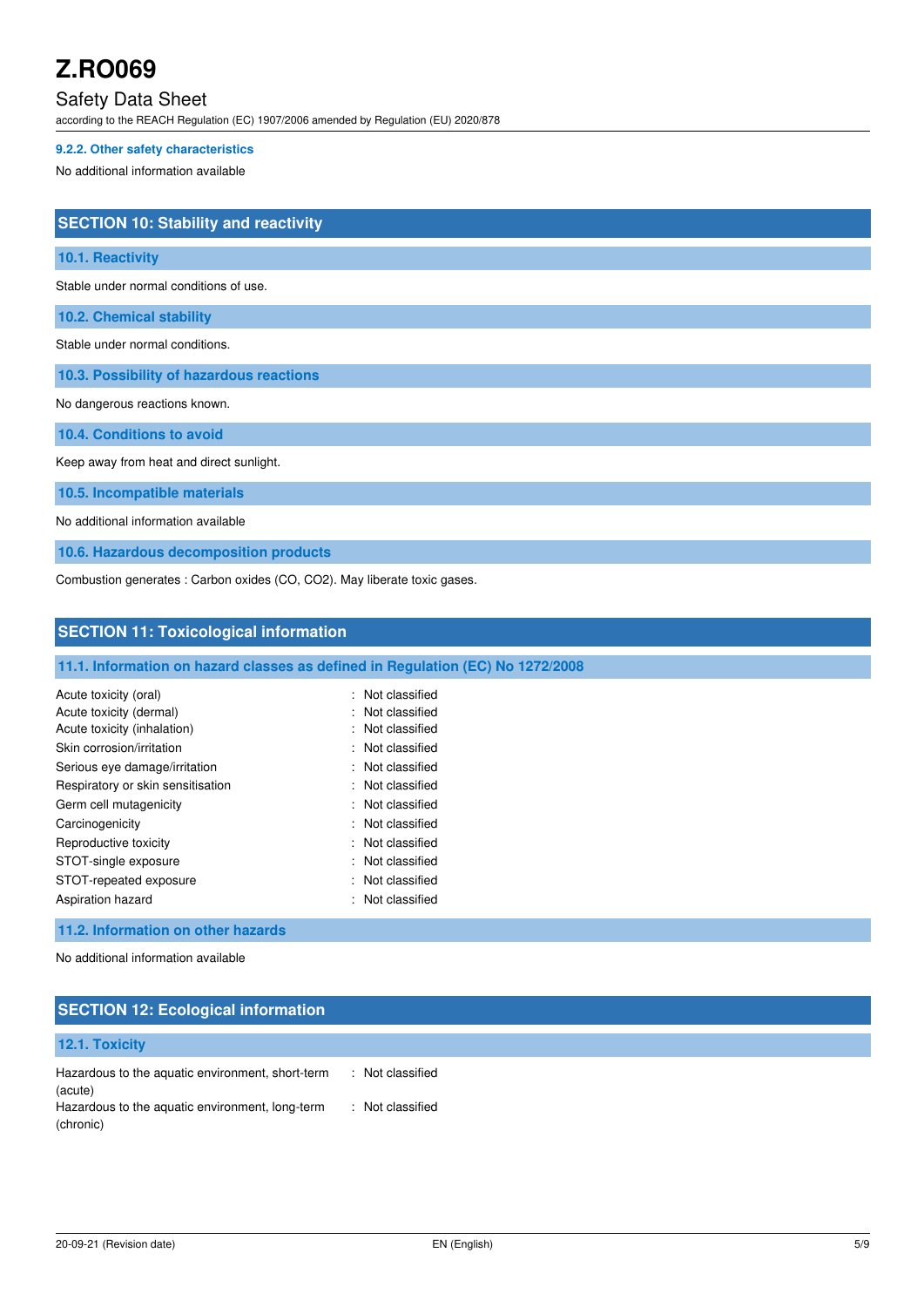#### 9.2.2. Other safety characteristics

No additional information available

## SECTION 10: Stability and reactivity

### 10.1. Reactivity

Stable under normal conditions of use.

### 10.2. Chemical stability

Stable under normal conditions.

### 10.3. Possibility of hazardous reactions

No dangerous reactions known.

### 10.4. Conditions to avoid

Keep away from heat and direct sunlight.

### 10.5. Incompatible materials

No additional information available

### 10.6. Hazardous decomposition products

Combustion generates : Carbon oxides (CO, $CO_2$). May liberate toxic gases.

## SECTION 11: Toxicological information

### 11.1. Information on hazard classes as defined in Regulation (EC) No 1272/2008

| | |
|---|---|
| Acute toxicity (oral) | : Not classified |
| Acute toxicity (dermal) | : Not classified |
| Acute toxicity (inhalation) | : Not classified |
| Skin corrosion/irritation | : Not classified |
| Serious eye damage/irritation | : Not classified |
| Respiratory or skin sensitisation | : Not classified |
| Germ cell mutagenicity | : Not classified |
| Carcinogenicity | : Not classified |
| Reproductive toxicity | : Not classified |
| STOT-single exposure | : Not classified |
| STOT-repeated exposure | : Not classified |
| Aspiration hazard | : Not classified |

### 11.2. Information on other hazards

No additional information available

## SECTION 12: Ecological information

### 12.1. Toxicity

| | |
|---|---|
| Hazardous to the aquatic environment, short-term (acute) | : Not classified |
| Hazardous to the aquatic environment, long-term (chronic) | : Not classified |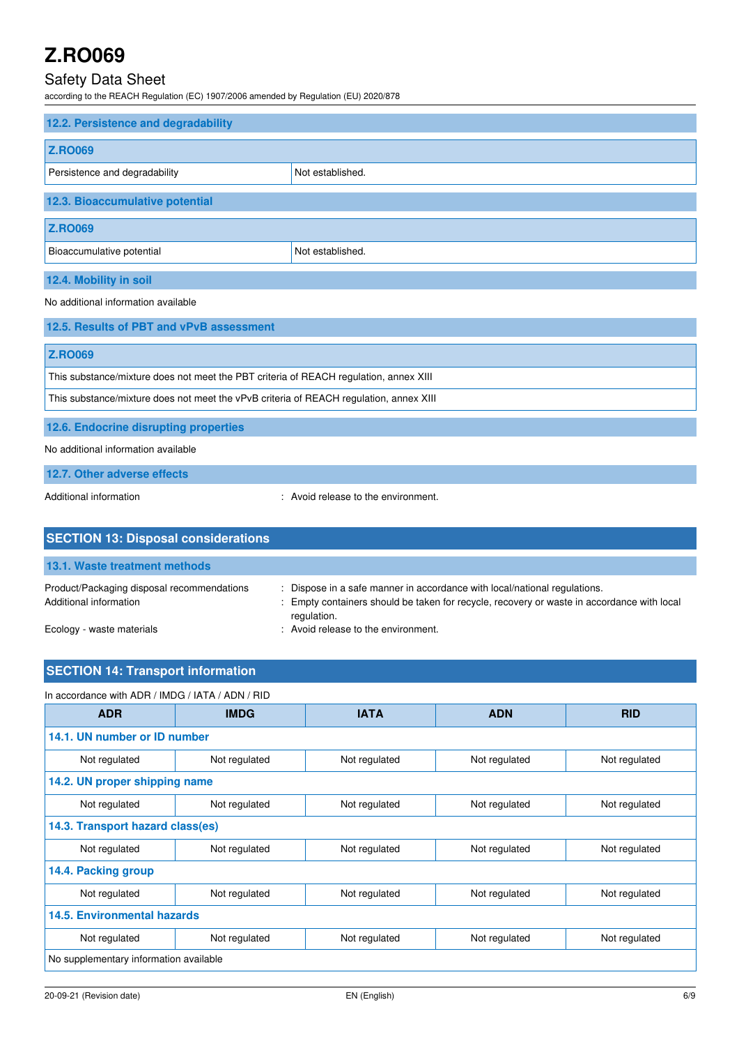### 12.2. Persistence and degradability

| Z.RO069 | |
| --- | --- |
| Persistence and degradability | Not established. |

### 12.3. Bioaccumulative potential

| Z.RO069 | |
| --- | --- |
| Bioaccumulative potential | Not established. |

### 12.4. Mobility in soil

No additional information available

### 12.5. Results of PBT and vPvB assessment

| Z.RO069 |
| --- |
| This substance/mixture does not meet the PBT criteria of REACH regulation, annex XIII |
| This substance/mixture does not meet the vPvB criteria of REACH regulation, annex XIII |

### 12.6. Endocrine disrupting properties

No additional information available

### 12.7. Other adverse effects

Additional information : Avoid release to the environment.

## SECTION 13: Disposal considerations

### 13.1. Waste treatment methods

Product/Packaging disposal recommendations : Dispose in a safe manner in accordance with local/national regulations.

Additional information : Empty containers should be taken for recycle, recovery or waste in accordance with local regulation.

Ecology - waste materials : Avoid release to the environment.

## SECTION 14: Transport information

In accordance with ADR / IMDG / IATA / ADN / RID

| ADR | IMDG | IATA | ADN | RID |
| --- | --- | --- | --- | --- |
| **14.1. UN number or ID number** | | | | |
| Not regulated | Not regulated | Not regulated | Not regulated | Not regulated |
| **14.2. UN proper shipping name** | | | | |
| Not regulated | Not regulated | Not regulated | Not regulated | Not regulated |
| **14.3. Transport hazard class(es)** | | | | |
| Not regulated | Not regulated | Not regulated | Not regulated | Not regulated |
| **14.4. Packing group** | | | | |
| Not regulated | Not regulated | Not regulated | Not regulated | Not regulated |
| **14.5. Environmental hazards** | | | | |
| Not regulated | Not regulated | Not regulated | Not regulated | Not regulated |
| No supplementary information available | | | | |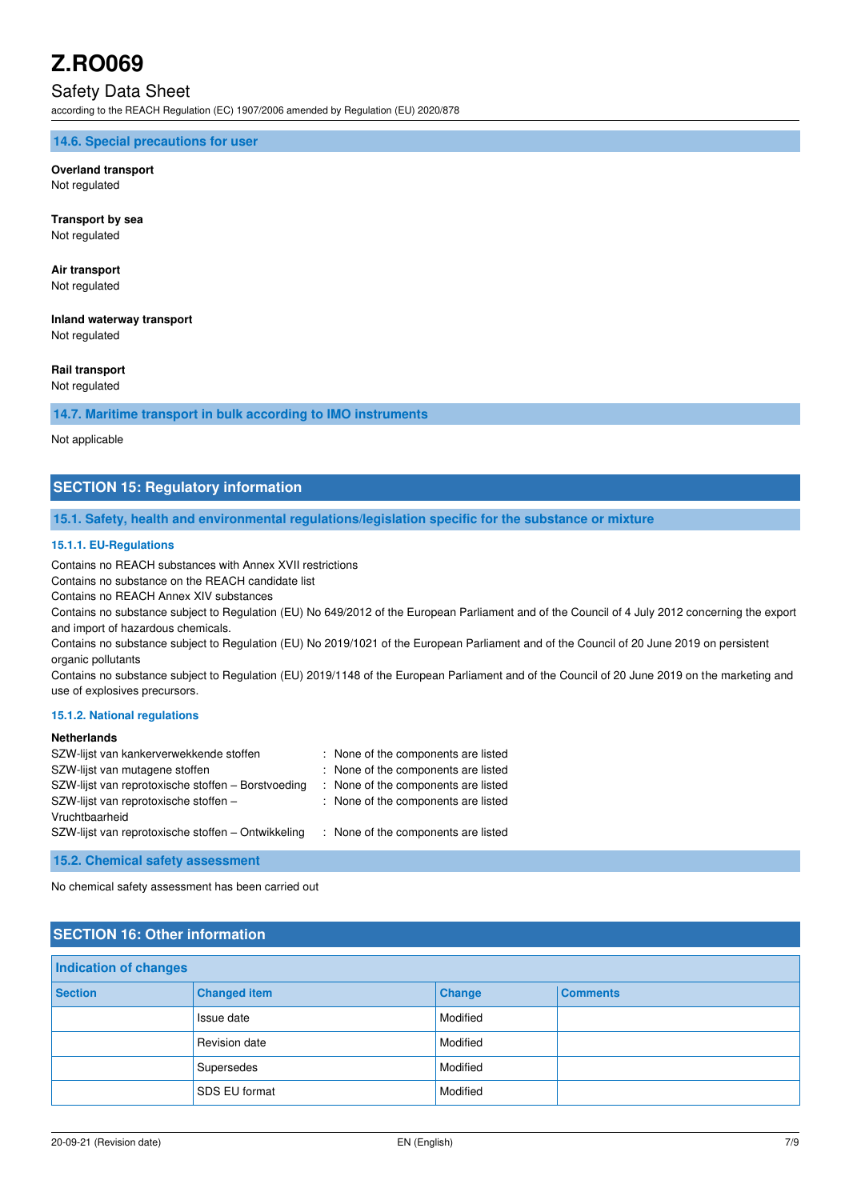### 14.6. Special precautions for user

**Overland transport**
Not regulated

**Transport by sea**
Not regulated

**Air transport**
Not regulated

**Inland waterway transport**
Not regulated

**Rail transport**
Not regulated

### 14.7. Maritime transport in bulk according to IMO instruments

Not applicable

## SECTION 15: Regulatory information

### 15.1. Safety, health and environmental regulations/legislation specific for the substance or mixture

#### 15.1.1. EU-Regulations

Contains no REACH substances with Annex XVII restrictions
Contains no substance on the REACH candidate list
Contains no REACH Annex XIV substances
Contains no substance subject to Regulation (EU) No 649/2012 of the European Parliament and of the Council of 4 July 2012 concerning the export and import of hazardous chemicals.
Contains no substance subject to Regulation (EU) No 2019/1021 of the European Parliament and of the Council of 20 June 2019 on persistent organic pollutants
Contains no substance subject to Regulation (EU) 2019/1148 of the European Parliament and of the Council of 20 June 2019 on the marketing and use of explosives precursors.

#### 15.1.2. National regulations

**Netherlands**

| | |
|---|---|
| SZW-lijst van kankerverwekkende stoffen | : None of the components are listed |
| SZW-lijst van mutagene stoffen | : None of the components are listed |
| SZW-lijst van reprotoxische stoffen – Borstvoeding | : None of the components are listed |
| SZW-lijst van reprotoxische stoffen – Vruchtbaarheid | : None of the components are listed |
| SZW-lijst van reprotoxische stoffen – Ontwikkeling | : None of the components are listed |

### 15.2. Chemical safety assessment

No chemical safety assessment has been carried out

## SECTION 16: Other information

**Indication of changes**

| Section | Changed item | Change | Comments |
|---|---|---|---|
| | Issue date | Modified | |
| | Revision date | Modified | |
| | Supersedes | Modified | |
| | SDS EU format | Modified | |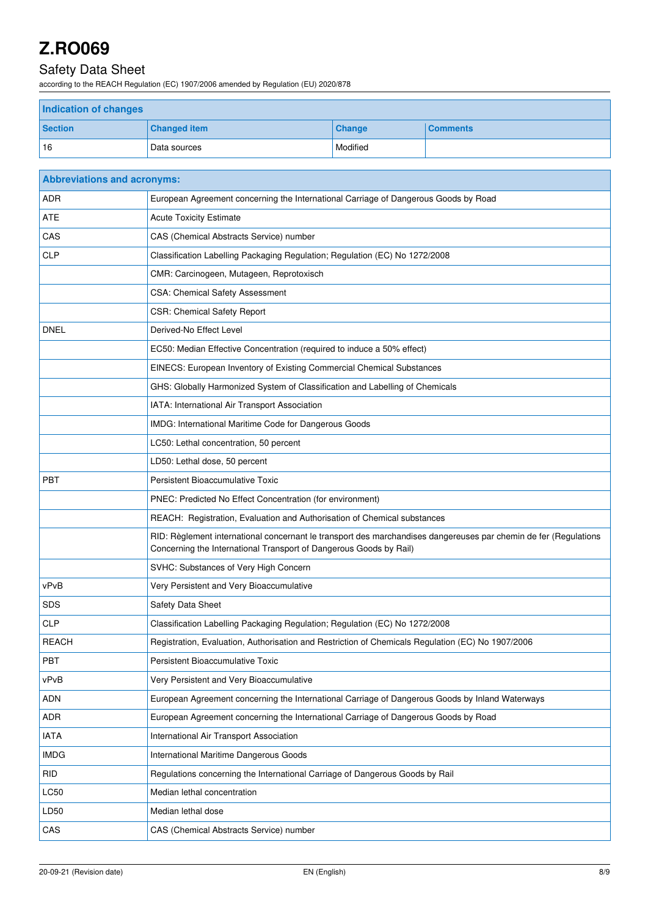# Z.RO069

## Safety Data Sheet

according to the REACH Regulation (EC) 1907/2006 amended by Regulation (EU) 2020/878

| Indication of changes | | | |
|---|---|---|---|
| **Section** | **Changed item** | **Change** | **Comments** |
| 16 | Data sources | Modified | |

| Abbreviations and acronyms: | |
|---|---|
| ADR | European Agreement concerning the International Carriage of Dangerous Goods by Road |
| ATE | Acute Toxicity Estimate |
| CAS | CAS (Chemical Abstracts Service) number |
| CLP | Classification Labelling Packaging Regulation; Regulation (EC) No 1272/2008 |
| | CMR: Carcinogeen, Mutageen, Reprotoxisch |
| | CSA: Chemical Safety Assessment |
| | CSR: Chemical Safety Report |
| DNEL | Derived-No Effect Level |
| | EC50: Median Effective Concentration (required to induce a 50% effect) |
| | EINECS: European Inventory of Existing Commercial Chemical Substances |
| | GHS: Globally Harmonized System of Classification and Labelling of Chemicals |
| | IATA: International Air Transport Association |
| | IMDG: International Maritime Code for Dangerous Goods |
| | LC50: Lethal concentration, 50 percent |
| | LD50: Lethal dose, 50 percent |
| PBT | Persistent Bioaccumulative Toxic |
| | PNEC: Predicted No Effect Concentration (for environment) |
| | REACH: Registration, Evaluation and Authorisation of Chemical substances |
| | RID: Règlement international concernant le transport des marchandises dangereuses par chemin de fer (Regulations Concerning the International Transport of Dangerous Goods by Rail) |
| | SVHC: Substances of Very High Concern |
| vPvB | Very Persistent and Very Bioaccumulative |
| SDS | Safety Data Sheet |
| CLP | Classification Labelling Packaging Regulation; Regulation (EC) No 1272/2008 |
| REACH | Registration, Evaluation, Authorisation and Restriction of Chemicals Regulation (EC) No 1907/2006 |
| PBT | Persistent Bioaccumulative Toxic |
| vPvB | Very Persistent and Very Bioaccumulative |
| ADN | European Agreement concerning the International Carriage of Dangerous Goods by Inland Waterways |
| ADR | European Agreement concerning the International Carriage of Dangerous Goods by Road |
| IATA | International Air Transport Association |
| IMDG | International Maritime Dangerous Goods |
| RID | Regulations concerning the International Carriage of Dangerous Goods by Rail |
| LC50 | Median lethal concentration |
| LD50 | Median lethal dose |
| CAS | CAS (Chemical Abstracts Service) number |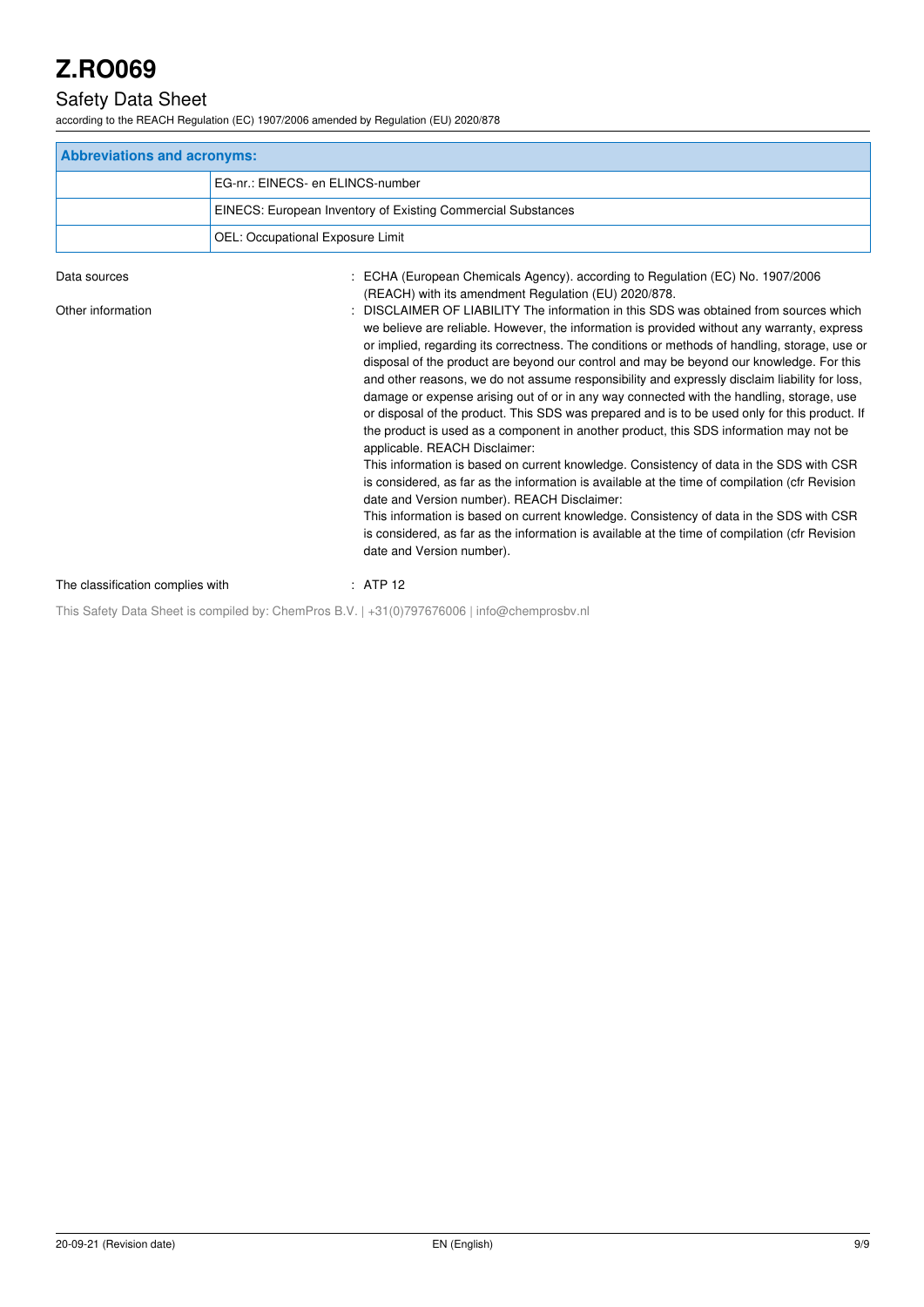| Abbreviations and acronyms: | |
|---|---|
| | EG-nr.: EINECS- en ELINCS-number |
| | EINECS: European Inventory of Existing Commercial Substances |
| | OEL: Occupational Exposure Limit |

Data sources : ECHA (European Chemicals Agency). according to Regulation (EC) No. 1907/2006 (REACH) with its amendment Regulation (EU) 2020/878.

Other information : DISCLAIMER OF LIABILITY The information in this SDS was obtained from sources which we believe are reliable. However, the information is provided without any warranty, express or implied, regarding its correctness. The conditions or methods of handling, storage, use or disposal of the product are beyond our control and may be beyond our knowledge. For this and other reasons, we do not assume responsibility and expressly disclaim liability for loss, damage or expense arising out of or in any way connected with the handling, storage, use or disposal of the product. This SDS was prepared and is to be used only for this product. If the product is used as a component in another product, this SDS information may not be applicable. REACH Disclaimer:
This information is based on current knowledge. Consistency of data in the SDS with CSR is considered, as far as the information is available at the time of compilation (cfr Revision date and Version number). REACH Disclaimer:
This information is based on current knowledge. Consistency of data in the SDS with CSR is considered, as far as the information is available at the time of compilation (cfr Revision date and Version number).

The classification complies with : ATP 12

This Safety Data Sheet is compiled by: ChemPros B.V. | +31(0)797676006 | info@chemprosbv.nl